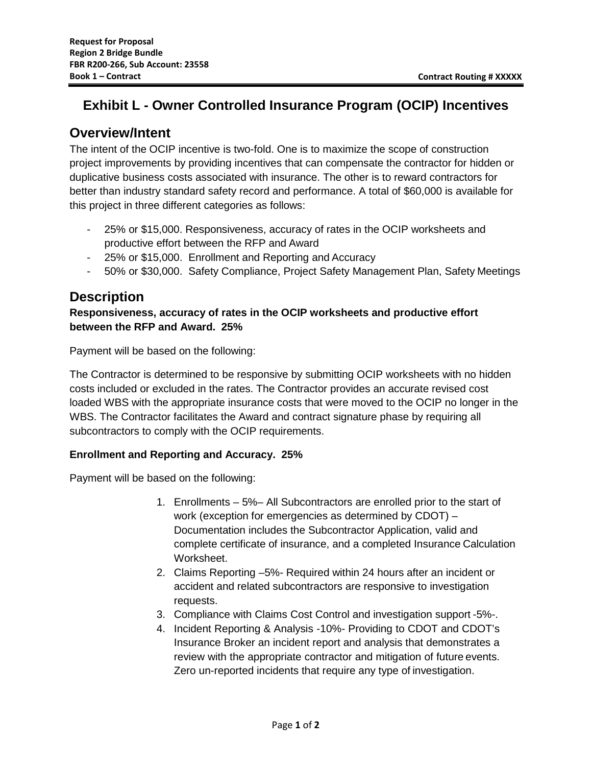# Exhibit L - Owner Controlled Insurance Program (OCIP) Incentives

## Overview/Intent

The intent of the OCIP incentive is two-fold. One is to maximize the scope of construction project improvements by providing incentives that can compensate the contractor for hidden or duplicative business costs associated with insurance. The other is to reward contractors for better than industry standard safety record and performance. A total of $60,000 is available for this project in three different categories as follows:

- 25% or $15,000. Responsiveness, accuracy of rates in the OCIP worksheets and productive effort between the RFP and Award
- 25% or $15,000. Enrollment and Reporting and Accuracy
- 50% or $30,000. Safety Compliance, Project Safety Management Plan, Safety Meetings

## Description

### Responsiveness, accuracy of rates in the OCIP worksheets and productive effort between the RFP and Award. 25%

Payment will be based on the following:

The Contractor is determined to be responsive by submitting OCIP worksheets with no hidden costs included or excluded in the rates. The Contractor provides an accurate revised cost loaded WBS with the appropriate insurance costs that were moved to the OCIP no longer in the WBS. The Contractor facilitates the Award and contract signature phase by requiring all subcontractors to comply with the OCIP requirements.

### Enrollment and Reporting and Accuracy. 25%

Payment will be based on the following:

1. Enrollments – 5%– All Subcontractors are enrolled prior to the start of work (exception for emergencies as determined by CDOT) – Documentation includes the Subcontractor Application, valid and complete certificate of insurance, and a completed Insurance Calculation Worksheet.
2. Claims Reporting –5%- Required within 24 hours after an incident or accident and related subcontractors are responsive to investigation requests.
3. Compliance with Claims Cost Control and investigation support -5%-.
4. Incident Reporting & Analysis -10%- Providing to CDOT and CDOT's Insurance Broker an incident report and analysis that demonstrates a review with the appropriate contractor and mitigation of future events. Zero un-reported incidents that require any type of investigation.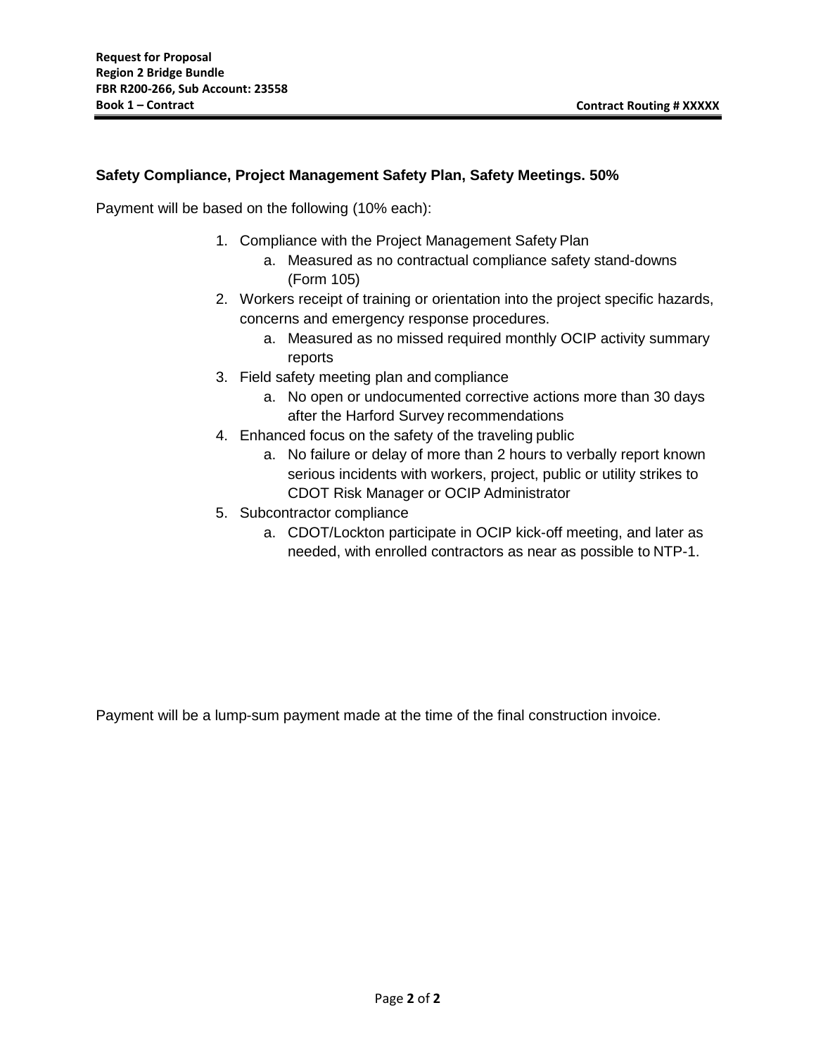**Safety Compliance, Project Management Safety Plan, Safety Meetings. 50%**

Payment will be based on the following (10% each):

1. Compliance with the Project Management Safety Plan
    a. Measured as no contractual compliance safety stand-downs (Form 105)
2. Workers receipt of training or orientation into the project specific hazards, concerns and emergency response procedures.
    a. Measured as no missed required monthly OCIP activity summary reports
3. Field safety meeting plan and compliance
    a. No open or undocumented corrective actions more than 30 days after the Harford Survey recommendations
4. Enhanced focus on the safety of the traveling public
    a. No failure or delay of more than 2 hours to verbally report known serious incidents with workers, project, public or utility strikes to CDOT Risk Manager or OCIP Administrator
5. Subcontractor compliance
    a. CDOT/Lockton participate in OCIP kick-off meeting, and later as needed, with enrolled contractors as near as possible to NTP-1.

Payment will be a lump-sum payment made at the time of the final construction invoice.